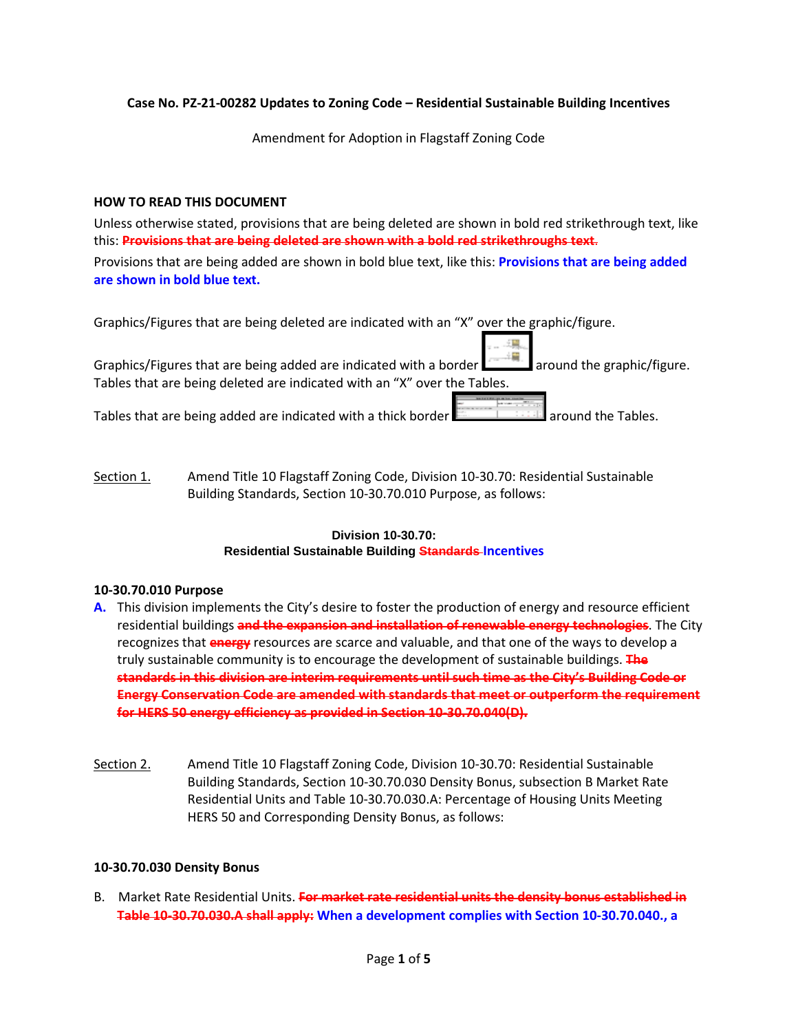**Case No. PZ-21-00282 Updates to Zoning Code – Residential Sustainable Building Incentives**

Amendment for Adoption in Flagstaff Zoning Code

**HOW TO READ THIS DOCUMENT**

Unless otherwise stated, provisions that are being deleted are shown in bold red strikethrough text, like this: ~~**Provisions that are being deleted are shown with a bold red strikethroughs text.**~~

Provisions that are being added are shown in bold blue text, like this: **Provisions that are being added are shown in bold blue text.**

Graphics/Figures that are being deleted are indicated with an "X" over the graphic/figure.

Graphics/Figures that are being added are indicated with a border around the graphic/figure.

Tables that are being deleted are indicated with an "X" over the Tables.

Tables that are being added are indicated with a thick border around the Tables.

Section 1. Amend Title 10 Flagstaff Zoning Code, Division 10-30.70: Residential Sustainable Building Standards, Section 10-30.70.010 Purpose, as follows:

**Division 10-30.70:**
**Residential Sustainable Building ~~Standards~~ Incentives**

**10-30.70.010 Purpose**

**A.** This division implements the City's desire to foster the production of energy and resource efficient residential buildings ~~**and the expansion and installation of renewable energy technologies**~~. The City recognizes that ~~**energy**~~ resources are scarce and valuable, and that one of the ways to develop a truly sustainable community is to encourage the development of sustainable buildings. ~~**The standards in this division are interim requirements until such time as the City's Building Code or Energy Conservation Code are amended with standards that meet or outperform the requirement for HERS 50 energy efficiency as provided in Section 10-30.70.040(D).**~~

Section 2. Amend Title 10 Flagstaff Zoning Code, Division 10-30.70: Residential Sustainable Building Standards, Section 10-30.70.030 Density Bonus, subsection B Market Rate Residential Units and Table 10-30.70.030.A: Percentage of Housing Units Meeting HERS 50 and Corresponding Density Bonus, as follows:

**10-30.70.030 Density Bonus**

B. Market Rate Residential Units. ~~**For market rate residential units the density bonus established in Table 10-30.70.030.A shall apply:**~~ **When a development complies with Section 10-30.70.040., a**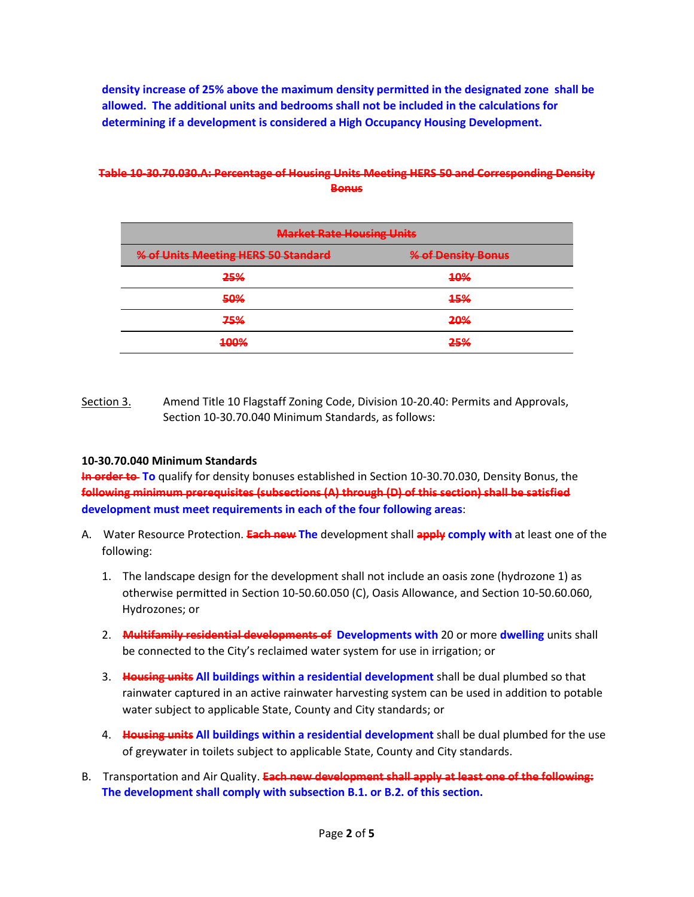**density increase of 25% above the maximum density permitted in the designated zone shall be allowed. The additional units and bedrooms shall not be included in the calculations for determining if a development is considered a High Occupancy Housing Development.**

~~**Table 10-30.70.030.A: Percentage of Housing Units Meeting HERS 50 and Corresponding Density Bonus**~~

| ~~**Market Rate Housing Units**~~ | |
|---|---|
| ~~**% of Units Meeting HERS 50 Standard**~~ | ~~**% of Density Bonus**~~ |
| ~~**25%**~~ | ~~**10%**~~ |
| ~~**50%**~~ | ~~**15%**~~ |
| ~~**75%**~~ | ~~**20%**~~ |
| ~~**100%**~~ | ~~**25%**~~ |

Section 3. Amend Title 10 Flagstaff Zoning Code, Division 10-20.40: Permits and Approvals, Section 10-30.70.040 Minimum Standards, as follows:

**10-30.70.040 Minimum Standards**

~~**In order to**~~ **To** qualify for density bonuses established in Section 10-30.70.030, Density Bonus, the ~~**following minimum prerequisites (subsections (A) through (D) of this section) shall be satisfied**~~ **development must meet requirements in each of the four following areas**:

A. Water Resource Protection. ~~**Each new**~~ **The** development shall ~~**apply**~~ **comply with** at least one of the following:

   1. The landscape design for the development shall not include an oasis zone (hydrozone 1) as otherwise permitted in Section 10-50.60.050 (C), Oasis Allowance, and Section 10-50.60.060, Hydrozones; or

   2. ~~**Multifamily residential developments of**~~ **Developments with** 20 or more **dwelling** units shall be connected to the City's reclaimed water system for use in irrigation; or

   3. ~~**Housing units**~~ **All buildings within a residential development** shall be dual plumbed so that rainwater captured in an active rainwater harvesting system can be used in addition to potable water subject to applicable State, County and City standards; or

   4. ~~**Housing units**~~ **All buildings within a residential development** shall be dual plumbed for the use of greywater in toilets subject to applicable State, County and City standards.

B. Transportation and Air Quality. ~~**Each new development shall apply at least one of the following:**~~ **The development shall comply with subsection B.1. or B.2. of this section.**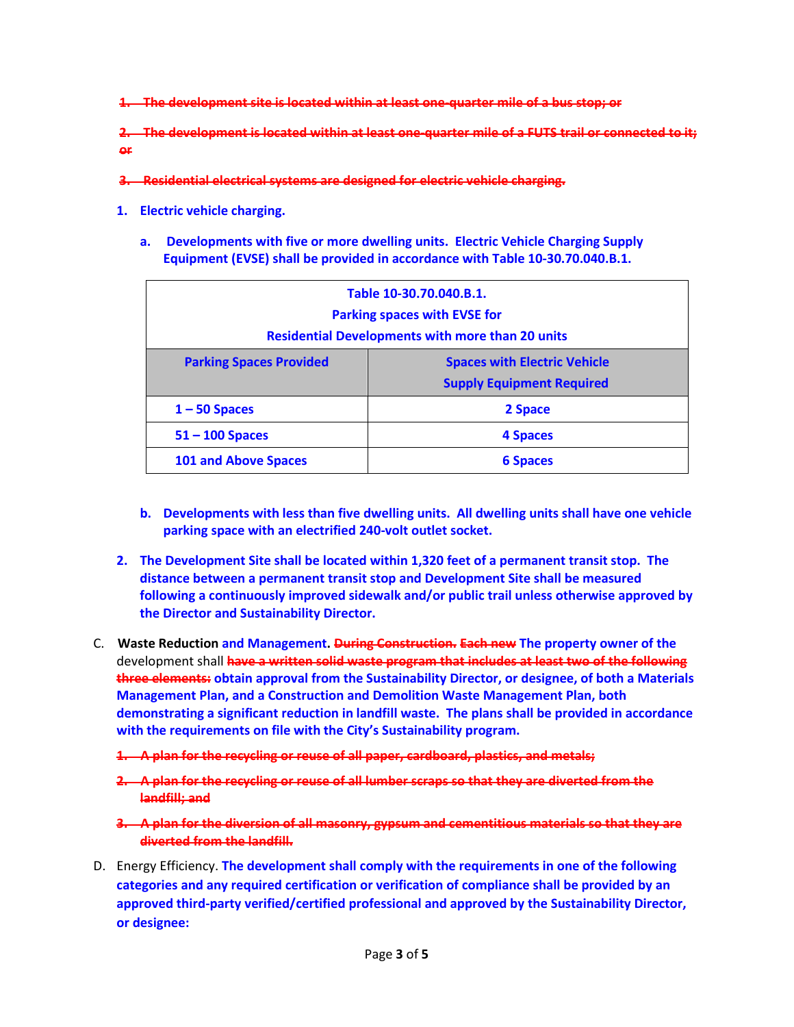~~1. The development site is located within at least one-quarter mile of a bus stop; or~~

~~2. The development is located within at least one-quarter mile of a FUTS trail or connected to it; or~~

~~3. Residential electrical systems are designed for electric vehicle charging.~~

**1. Electric vehicle charging.**

**a. Developments with five or more dwelling units. Electric Vehicle Charging Supply Equipment (EVSE) shall be provided in accordance with Table 10-30.70.040.B.1.**

**Table 10-30.70.040.B.1.**
**Parking spaces with EVSE for**
**Residential Developments with more than 20 units**

| Parking Spaces Provided | Spaces with Electric Vehicle Supply Equipment Required |
|---|---|
| 1 – 50 Spaces | 2 Space |
| 51 – 100 Spaces | 4 Spaces |
| 101 and Above Spaces | 6 Spaces |

**b. Developments with less than five dwelling units. All dwelling units shall have one vehicle parking space with an electrified 240-volt outlet socket.**

**2. The Development Site shall be located within 1,320 feet of a permanent transit stop. The distance between a permanent transit stop and Development Site shall be measured following a continuously improved sidewalk and/or public trail unless otherwise approved by the Director and Sustainability Director.**

C. **Waste Reduction and Management.** ~~**During Construction.**~~ ~~**Each new**~~ **The property owner of the** development shall ~~**have a written solid waste program that includes at least two of the following three elements:**~~ **obtain approval from the Sustainability Director, or designee, of both a Materials Management Plan, and a Construction and Demolition Waste Management Plan, both demonstrating a significant reduction in landfill waste. The plans shall be provided in accordance with the requirements on file with the City's Sustainability program.**

~~1. A plan for the recycling or reuse of all paper, cardboard, plastics, and metals;~~

~~2. A plan for the recycling or reuse of all lumber scraps so that they are diverted from the landfill; and~~

~~3. A plan for the diversion of all masonry, gypsum and cementitious materials so that they are diverted from the landfill.~~

D. Energy Efficiency. **The development shall comply with the requirements in one of the following categories and any required certification or verification of compliance shall be provided by an approved third-party verified/certified professional and approved by the Sustainability Director, or designee:**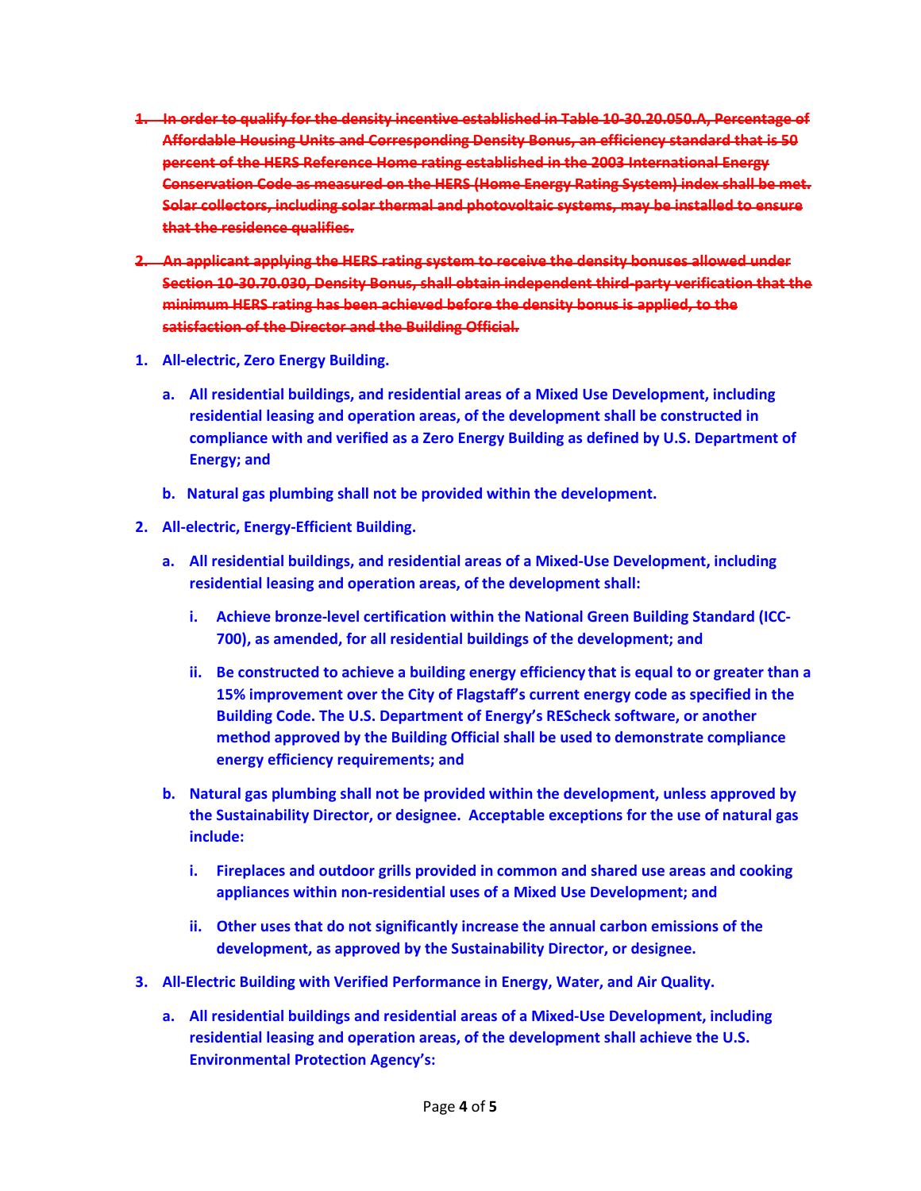1. ~~**In order to qualify for the density incentive established in Table 10-30.20.050.A, Percentage of Affordable Housing Units and Corresponding Density Bonus, an efficiency standard that is 50 percent of the HERS Reference Home rating established in the 2003 International Energy Conservation Code as measured on the HERS (Home Energy Rating System) index shall be met. Solar collectors, including solar thermal and photovoltaic systems, may be installed to ensure that the residence qualifies.**~~

2. ~~**An applicant applying the HERS rating system to receive the density bonuses allowed under Section 10-30.70.030, Density Bonus, shall obtain independent third-party verification that the minimum HERS rating has been achieved before the density bonus is applied, to the satisfaction of the Director and the Building Official.**~~

1. **All-electric, Zero Energy Building.**
   - a. **All residential buildings, and residential areas of a Mixed Use Development, including residential leasing and operation areas, of the development shall be constructed in compliance with and verified as a Zero Energy Building as defined by U.S. Department of Energy; and**
   - b. **Natural gas plumbing shall not be provided within the development.**

2. **All-electric, Energy-Efficient Building.**
   - a. **All residential buildings, and residential areas of a Mixed-Use Development, including residential leasing and operation areas, of the development shall:**
     - i. **Achieve bronze-level certification within the National Green Building Standard (ICC-700), as amended, for all residential buildings of the development; and**
     - ii. **Be constructed to achieve a building energy efficiency that is equal to or greater than a 15% improvement over the City of Flagstaff's current energy code as specified in the Building Code. The U.S. Department of Energy's REScheck software, or another method approved by the Building Official shall be used to demonstrate compliance energy efficiency requirements; and**
   - b. **Natural gas plumbing shall not be provided within the development, unless approved by the Sustainability Director, or designee. Acceptable exceptions for the use of natural gas include:**
     - i. **Fireplaces and outdoor grills provided in common and shared use areas and cooking appliances within non-residential uses of a Mixed Use Development; and**
     - ii. **Other uses that do not significantly increase the annual carbon emissions of the development, as approved by the Sustainability Director, or designee.**

3. **All-Electric Building with Verified Performance in Energy, Water, and Air Quality.**
   - a. **All residential buildings and residential areas of a Mixed-Use Development, including residential leasing and operation areas, of the development shall achieve the U.S. Environmental Protection Agency's:**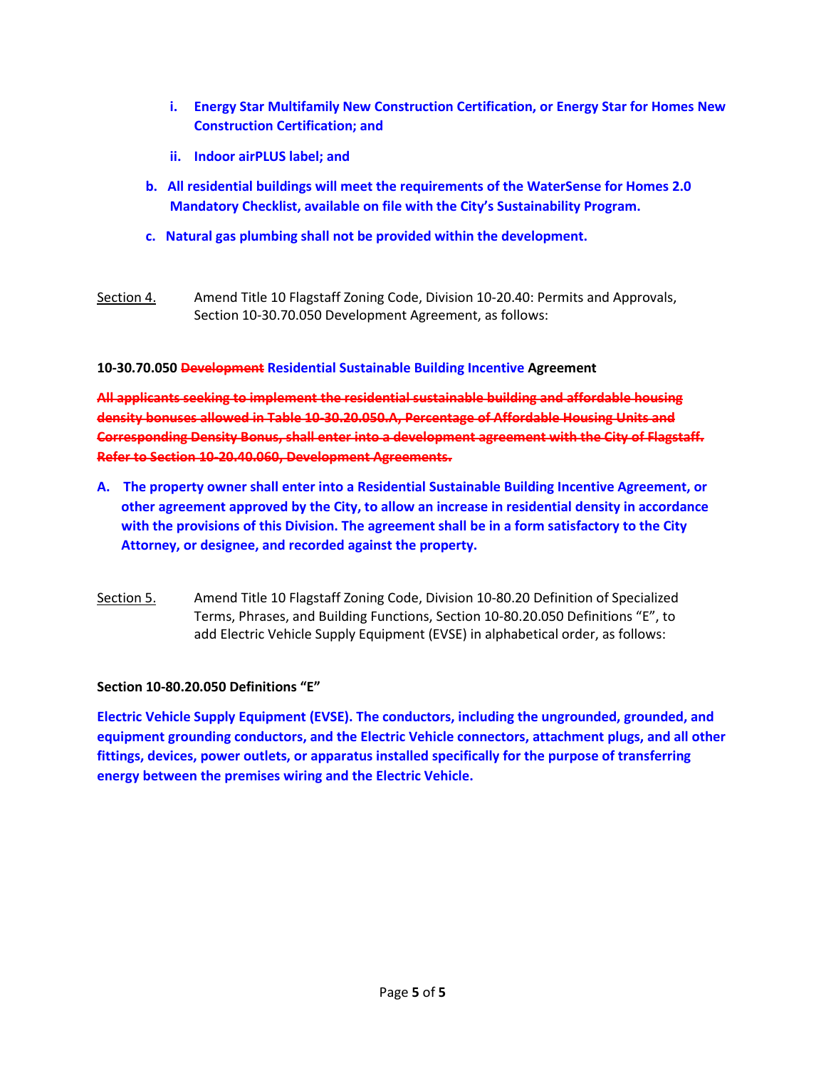i. **Energy Star Multifamily New Construction Certification, or Energy Star for Homes New Construction Certification; and**

ii. **Indoor airPLUS label; and**

b. **All residential buildings will meet the requirements of the WaterSense for Homes 2.0 Mandatory Checklist, available on file with the City's Sustainability Program.**

c. **Natural gas plumbing shall not be provided within the development.**

Section 4. Amend Title 10 Flagstaff Zoning Code, Division 10-20.40: Permits and Approvals, Section 10-30.70.050 Development Agreement, as follows:

**10-30.70.050 ~~Development~~ Residential Sustainable Building Incentive Agreement**

**~~All applicants seeking to implement the residential sustainable building and affordable housing density bonuses allowed in Table 10-30.20.050.A, Percentage of Affordable Housing Units and Corresponding Density Bonus, shall enter into a development agreement with the City of Flagstaff. Refer to Section 10-20.40.060, Development Agreements.~~**

**A. The property owner shall enter into a Residential Sustainable Building Incentive Agreement, or other agreement approved by the City, to allow an increase in residential density in accordance with the provisions of this Division. The agreement shall be in a form satisfactory to the City Attorney, or designee, and recorded against the property.**

Section 5. Amend Title 10 Flagstaff Zoning Code, Division 10-80.20 Definition of Specialized Terms, Phrases, and Building Functions, Section 10-80.20.050 Definitions "E", to add Electric Vehicle Supply Equipment (EVSE) in alphabetical order, as follows:

**Section 10-80.20.050 Definitions "E"**

**Electric Vehicle Supply Equipment (EVSE). The conductors, including the ungrounded, grounded, and equipment grounding conductors, and the Electric Vehicle connectors, attachment plugs, and all other fittings, devices, power outlets, or apparatus installed specifically for the purpose of transferring energy between the premises wiring and the Electric Vehicle.**